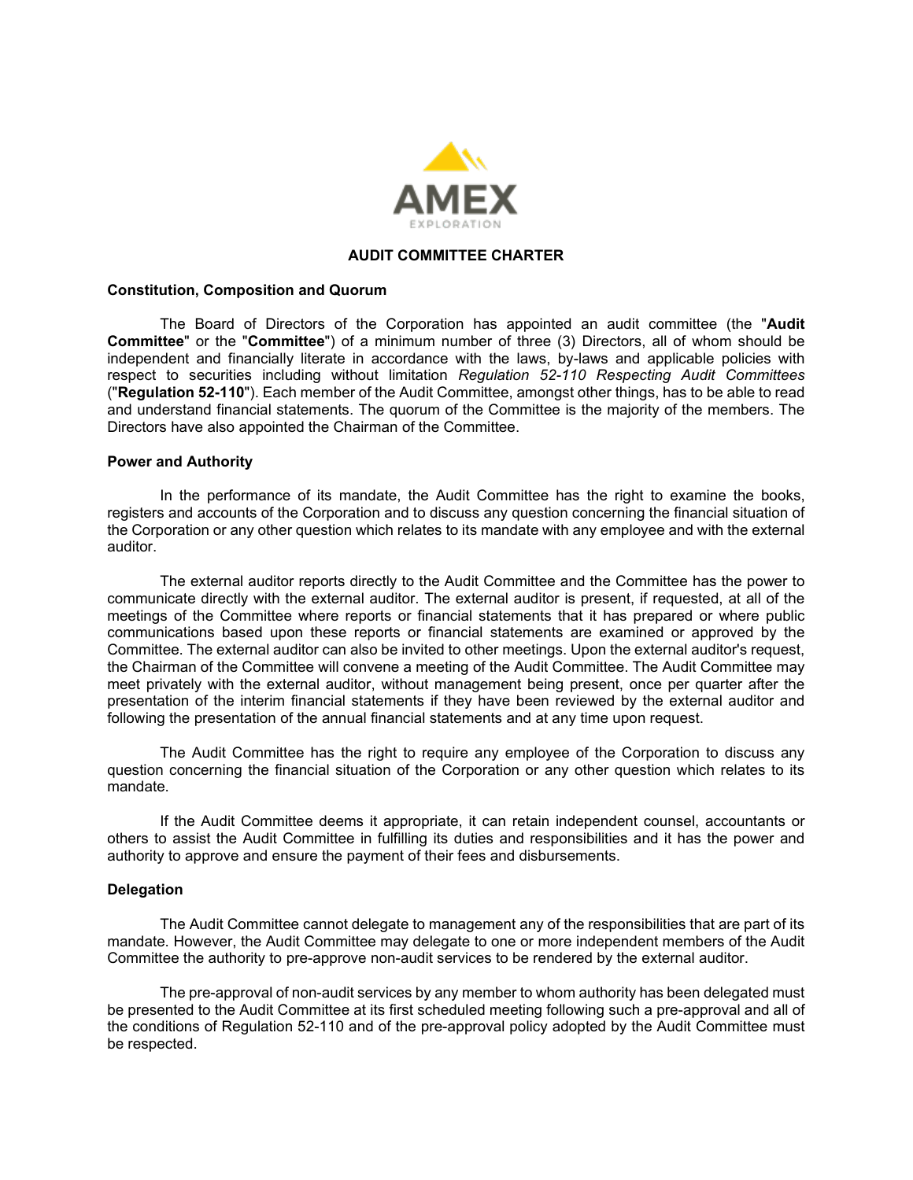# AUDIT COMMITTEE CHARTER

## Constitution, Composition and Quorum

The Board of Directors of the Corporation has appointed an audit committee (the "**Audit Committee**" or the "**Committee**") of a minimum number of three (3) Directors, all of whom should be independent and financially literate in accordance with the laws, by-laws and applicable policies with respect to securities including without limitation *Regulation 52-110 Respecting Audit Committees* ("**Regulation 52-110**"). Each member of the Audit Committee, amongst other things, has to be able to read and understand financial statements. The quorum of the Committee is the majority of the members. The Directors have also appointed the Chairman of the Committee.

## Power and Authority

In the performance of its mandate, the Audit Committee has the right to examine the books, registers and accounts of the Corporation and to discuss any question concerning the financial situation of the Corporation or any other question which relates to its mandate with any employee and with the external auditor.

The external auditor reports directly to the Audit Committee and the Committee has the power to communicate directly with the external auditor. The external auditor is present, if requested, at all of the meetings of the Committee where reports or financial statements that it has prepared or where public communications based upon these reports or financial statements are examined or approved by the Committee. The external auditor can also be invited to other meetings. Upon the external auditor's request, the Chairman of the Committee will convene a meeting of the Audit Committee. The Audit Committee may meet privately with the external auditor, without management being present, once per quarter after the presentation of the interim financial statements if they have been reviewed by the external auditor and following the presentation of the annual financial statements and at any time upon request.

The Audit Committee has the right to require any employee of the Corporation to discuss any question concerning the financial situation of the Corporation or any other question which relates to its mandate.

If the Audit Committee deems it appropriate, it can retain independent counsel, accountants or others to assist the Audit Committee in fulfilling its duties and responsibilities and it has the power and authority to approve and ensure the payment of their fees and disbursements.

## Delegation

The Audit Committee cannot delegate to management any of the responsibilities that are part of its mandate. However, the Audit Committee may delegate to one or more independent members of the Audit Committee the authority to pre-approve non-audit services to be rendered by the external auditor.

The pre-approval of non-audit services by any member to whom authority has been delegated must be presented to the Audit Committee at its first scheduled meeting following such a pre-approval and all of the conditions of Regulation 52-110 and of the pre-approval policy adopted by the Audit Committee must be respected.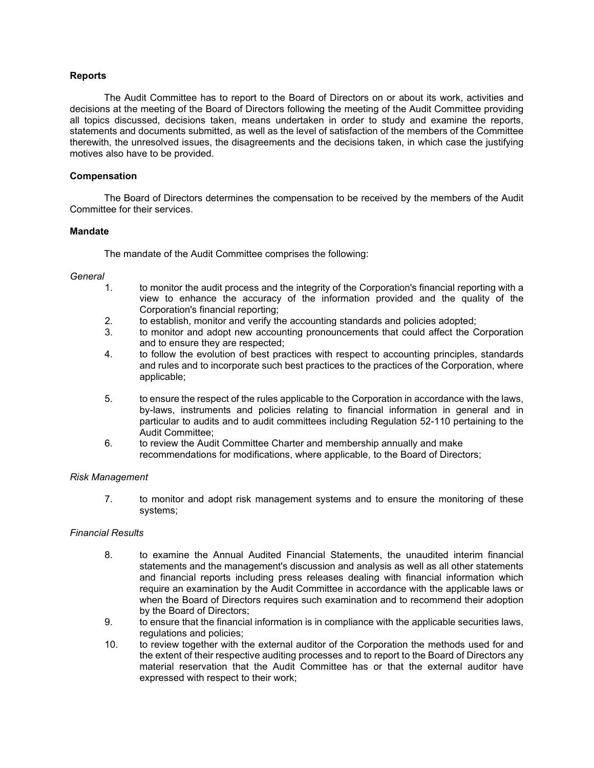**Reports**

The Audit Committee has to report to the Board of Directors on or about its work, activities and decisions at the meeting of the Board of Directors following the meeting of the Audit Committee providing all topics discussed, decisions taken, means undertaken in order to study and examine the reports, statements and documents submitted, as well as the level of satisfaction of the members of the Committee therewith, the unresolved issues, the disagreements and the decisions taken, in which case the justifying motives also have to be provided.

**Compensation**

The Board of Directors determines the compensation to be received by the members of the Audit Committee for their services.

**Mandate**

The mandate of the Audit Committee comprises the following:

*General*

1. to monitor the audit process and the integrity of the Corporation's financial reporting with a view to enhance the accuracy of the information provided and the quality of the Corporation's financial reporting;
2. to establish, monitor and verify the accounting standards and policies adopted;
3. to monitor and adopt new accounting pronouncements that could affect the Corporation and to ensure they are respected;
4. to follow the evolution of best practices with respect to accounting principles, standards and rules and to incorporate such best practices to the practices of the Corporation, where applicable;
5. to ensure the respect of the rules applicable to the Corporation in accordance with the laws, by-laws, instruments and policies relating to financial information in general and in particular to audits and to audit committees including Regulation 52-110 pertaining to the Audit Committee;
6. to review the Audit Committee Charter and membership annually and make recommendations for modifications, where applicable, to the Board of Directors;

*Risk Management*

7. to monitor and adopt risk management systems and to ensure the monitoring of these systems;

*Financial Results*

8. to examine the Annual Audited Financial Statements, the unaudited interim financial statements and the management's discussion and analysis as well as all other statements and financial reports including press releases dealing with financial information which require an examination by the Audit Committee in accordance with the applicable laws or when the Board of Directors requires such examination and to recommend their adoption by the Board of Directors;
9. to ensure that the financial information is in compliance with the applicable securities laws, regulations and policies;
10. to review together with the external auditor of the Corporation the methods used for and the extent of their respective auditing processes and to report to the Board of Directors any material reservation that the Audit Committee has or that the external auditor have expressed with respect to their work;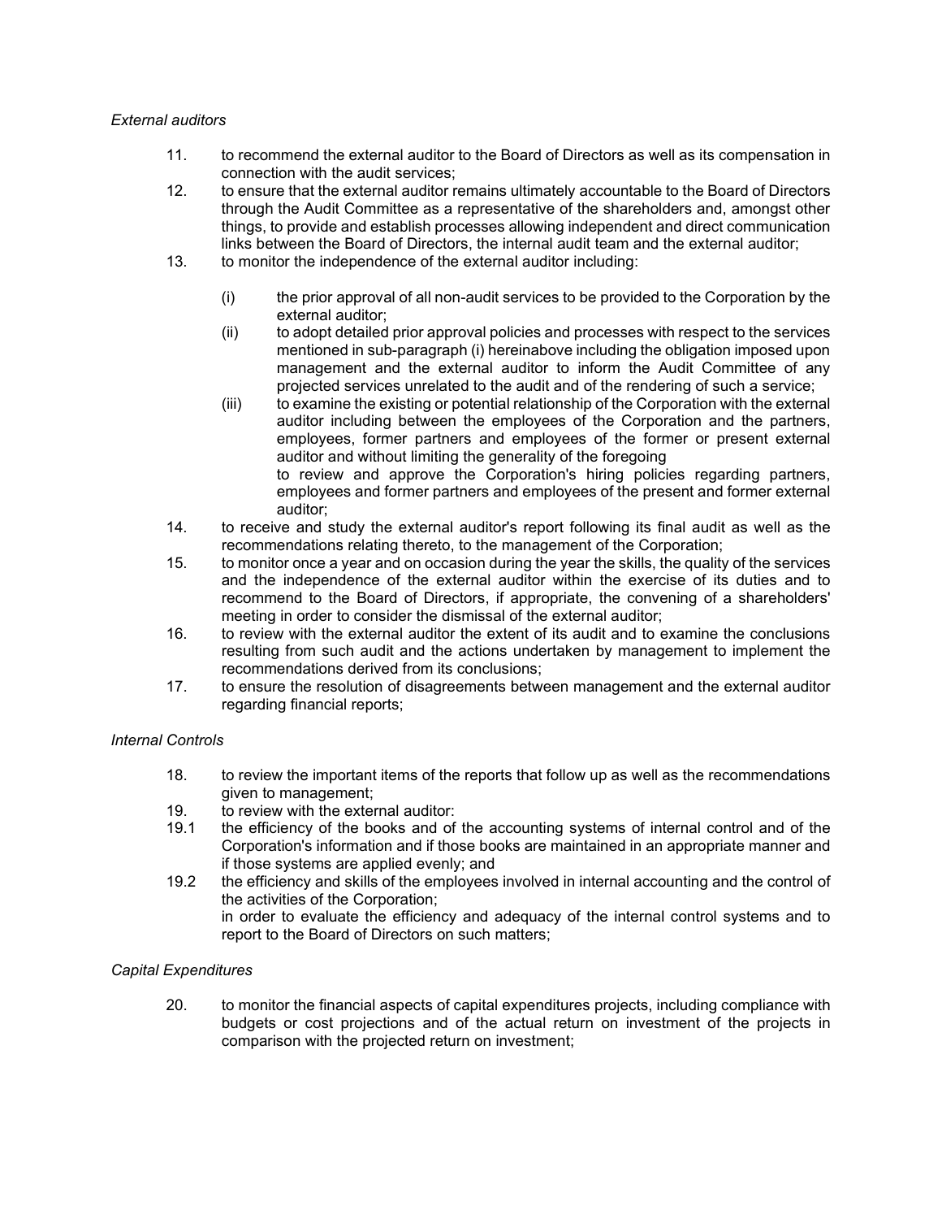*External auditors*

11. to recommend the external auditor to the Board of Directors as well as its compensation in connection with the audit services;
12. to ensure that the external auditor remains ultimately accountable to the Board of Directors through the Audit Committee as a representative of the shareholders and, amongst other things, to provide and establish processes allowing independent and direct communication links between the Board of Directors, the internal audit team and the external auditor;
13. to monitor the independence of the external auditor including:

    (i) the prior approval of all non-audit services to be provided to the Corporation by the external auditor;
    (ii) to adopt detailed prior approval policies and processes with respect to the services mentioned in sub-paragraph (i) hereinabove including the obligation imposed upon management and the external auditor to inform the Audit Committee of any projected services unrelated to the audit and of the rendering of such a service;
    (iii) to examine the existing or potential relationship of the Corporation with the external auditor including between the employees of the Corporation and the partners, employees, former partners and employees of the former or present external auditor and without limiting the generality of the foregoing
    to review and approve the Corporation's hiring policies regarding partners, employees and former partners and employees of the present and former external auditor;

14. to receive and study the external auditor's report following its final audit as well as the recommendations relating thereto, to the management of the Corporation;
15. to monitor once a year and on occasion during the year the skills, the quality of the services and the independence of the external auditor within the exercise of its duties and to recommend to the Board of Directors, if appropriate, the convening of a shareholders' meeting in order to consider the dismissal of the external auditor;
16. to review with the external auditor the extent of its audit and to examine the conclusions resulting from such audit and the actions undertaken by management to implement the recommendations derived from its conclusions;
17. to ensure the resolution of disagreements between management and the external auditor regarding financial reports;

*Internal Controls*

18. to review the important items of the reports that follow up as well as the recommendations given to management;
19. to review with the external auditor:

19.1 the efficiency of the books and of the accounting systems of internal control and of the Corporation's information and if those books are maintained in an appropriate manner and if those systems are applied evenly; and

19.2 the efficiency and skills of the employees involved in internal accounting and the control of the activities of the Corporation;
in order to evaluate the efficiency and adequacy of the internal control systems and to report to the Board of Directors on such matters;

*Capital Expenditures*

20. to monitor the financial aspects of capital expenditures projects, including compliance with budgets or cost projections and of the actual return on investment of the projects in comparison with the projected return on investment;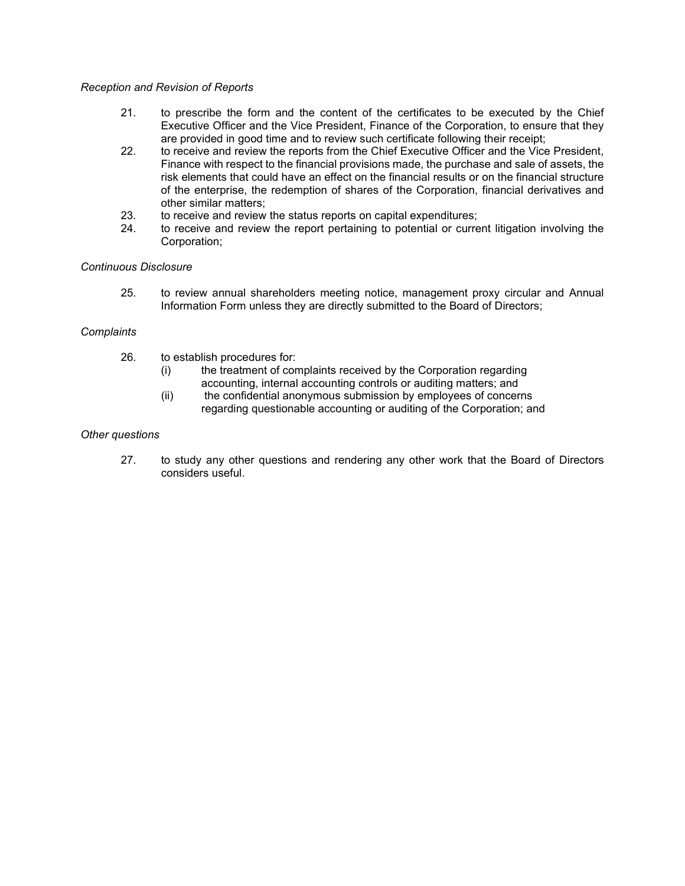*Reception and Revision of Reports*

21. to prescribe the form and the content of the certificates to be executed by the Chief Executive Officer and the Vice President, Finance of the Corporation, to ensure that they are provided in good time and to review such certificate following their receipt;
22. to receive and review the reports from the Chief Executive Officer and the Vice President, Finance with respect to the financial provisions made, the purchase and sale of assets, the risk elements that could have an effect on the financial results or on the financial structure of the enterprise, the redemption of shares of the Corporation, financial derivatives and other similar matters;
23. to receive and review the status reports on capital expenditures;
24. to receive and review the report pertaining to potential or current litigation involving the Corporation;

*Continuous Disclosure*

25. to review annual shareholders meeting notice, management proxy circular and Annual Information Form unless they are directly submitted to the Board of Directors;

*Complaints*

26. to establish procedures for:
    - (i) the treatment of complaints received by the Corporation regarding accounting, internal accounting controls or auditing matters; and
    - (ii) the confidential anonymous submission by employees of concerns regarding questionable accounting or auditing of the Corporation; and

*Other questions*

27. to study any other questions and rendering any other work that the Board of Directors considers useful.